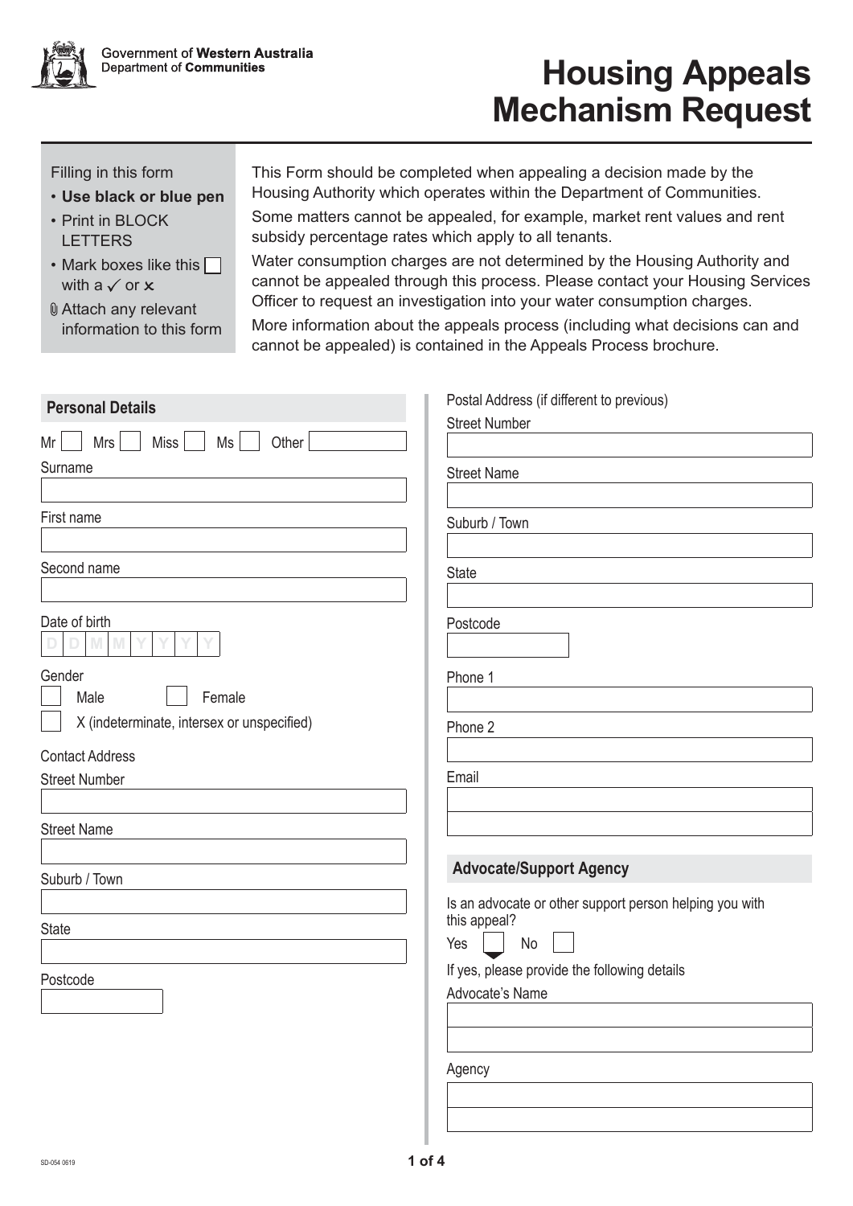Government of Western Australia
Department of Communities

# Housing Appeals Mechanism Request

Filling in this form

- **Use black or blue pen**
- Print in BLOCK LETTERS
- Mark boxes like this ☐ with a ✓ or ✗
- Attach any relevant information to this form

This Form should be completed when appealing a decision made by the Housing Authority which operates within the Department of Communities.

Some matters cannot be appealed, for example, market rent values and rent subsidy percentage rates which apply to all tenants.

Water consumption charges are not determined by the Housing Authority and cannot be appealed through this process. Please contact your Housing Services Officer to request an investigation into your water consumption charges.

More information about the appeals process (including what decisions can and cannot be appealed) is contained in the Appeals Process brochure.

## Personal Details

Mr ☐ Mrs ☐ Miss ☐ Ms ☐ Other ______

Surname

First name

Second name

Date of birth
D D M M Y Y Y Y

Gender
☐ Male ☐ Female
☐ X (indeterminate, intersex or unspecified)

Contact Address

Street Number

Street Name

Suburb / Town

State

Postcode

Postal Address (if different to previous)

Street Number

Street Name

Suburb / Town

State

Postcode

Phone 1

Phone 2

Email

## Advocate/Support Agency

Is an advocate or other support person helping you with this appeal?

Yes ☐ No ☐

If yes, please provide the following details

Advocate's Name

Agency

SD-054 0619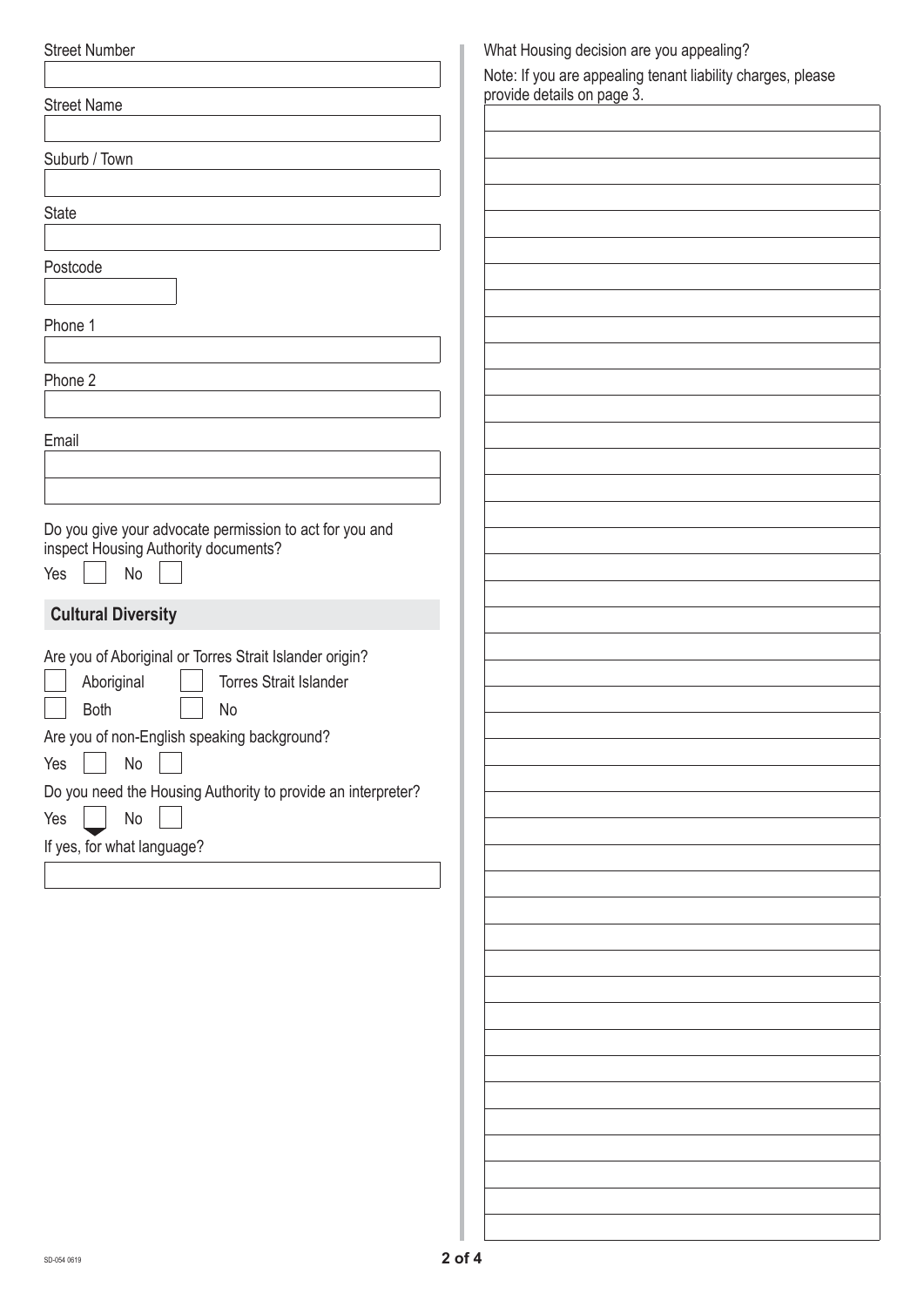Street Number

Street Name

Suburb / Town

State

Postcode

Phone 1

Phone 2

Email

Do you give your advocate permission to act for you and inspect Housing Authority documents?

Yes ☐ No ☐

## Cultural Diversity

Are you of Aboriginal or Torres Strait Islander origin?

☐ Aboriginal ☐ Torres Strait Islander

☐ Both ☐ No

Are you of non-English speaking background?

Yes ☐ No ☐

Do you need the Housing Authority to provide an interpreter?

Yes ☐ No ☐

If yes, for what language?

What Housing decision are you appealing?

Note: If you are appealing tenant liability charges, please provide details on page 3.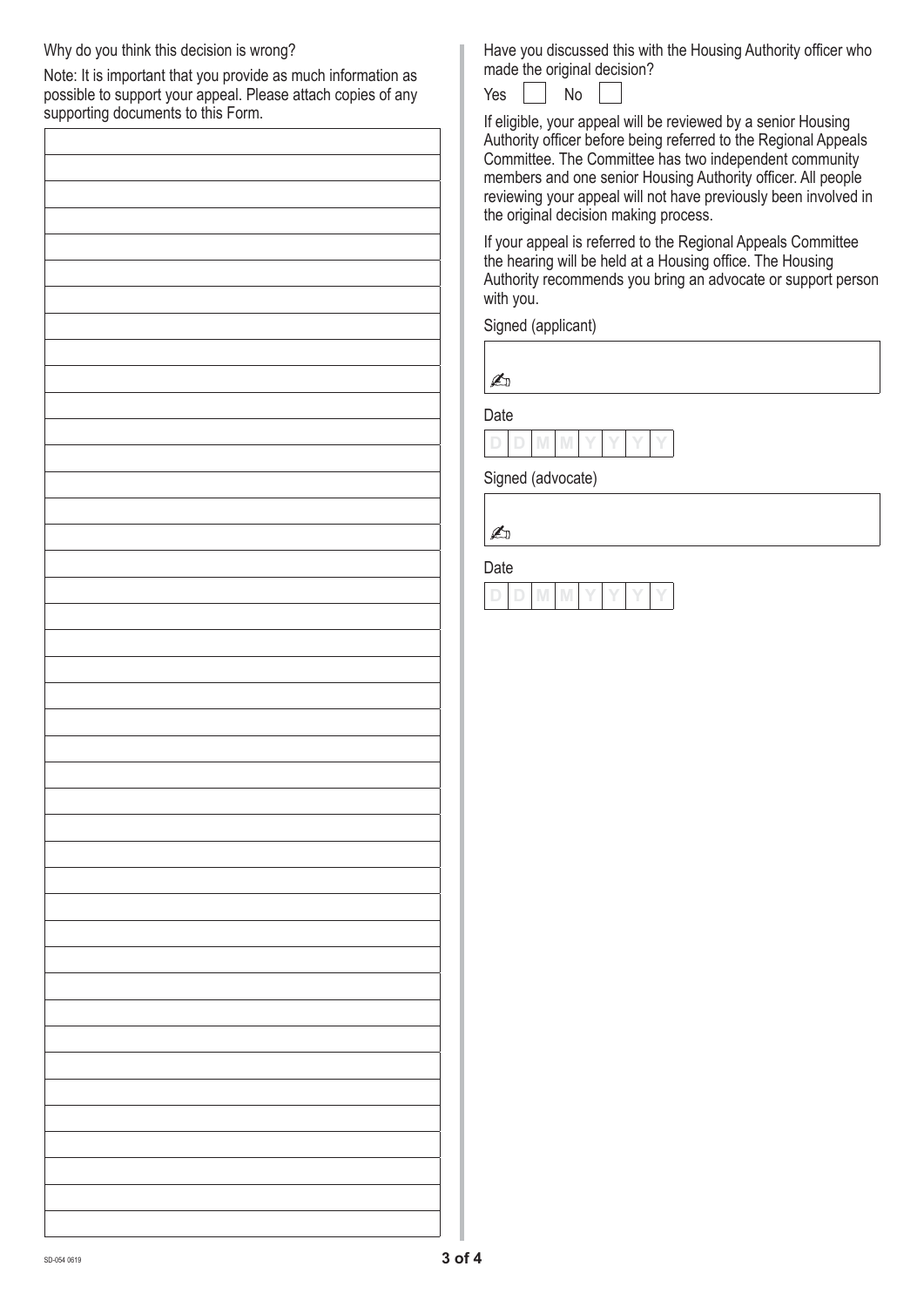Why do you think this decision is wrong?

Note: It is important that you provide as much information as possible to support your appeal. Please attach copies of any supporting documents to this Form.

Have you discussed this with the Housing Authority officer who made the original decision?

Yes ☐ No ☐

If eligible, your appeal will be reviewed by a senior Housing Authority officer before being referred to the Regional Appeals Committee. The Committee has two independent community members and one senior Housing Authority officer. All people reviewing your appeal will not have previously been involved in the original decision making process.

If your appeal is referred to the Regional Appeals Committee the hearing will be held at a Housing office. The Housing Authority recommends you bring an advocate or support person with you.

Signed (applicant)

Date

D D M M Y Y Y Y

Signed (advocate)

Date

D D M M Y Y Y Y

SD-054 0619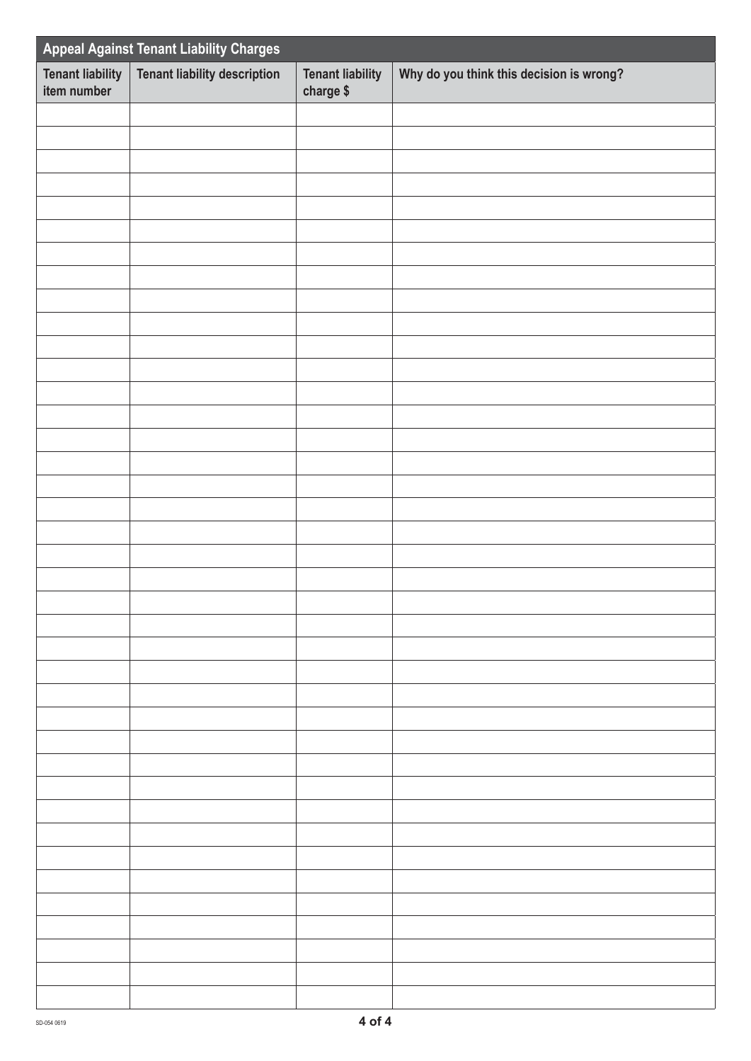## Appeal Against Tenant Liability Charges

| Tenant liability item number | Tenant liability description | Tenant liability charge $ | Why do you think this decision is wrong? |
|---|---|---|---|
| | | | |
| | | | |
| | | | |
| | | | |
| | | | |
| | | | |
| | | | |
| | | | |
| | | | |
| | | | |
| | | | |
| | | | |
| | | | |
| | | | |
| | | | |
| | | | |
| | | | |
| | | | |
| | | | |
| | | | |
| | | | |
| | | | |
| | | | |
| | | | |
| | | | |
| | | | |
| | | | |
| | | | |
| | | | |
| | | | |
| | | | |
| | | | |
| | | | |
| | | | |
| | | | |
| | | | |
| | | | |
| | | | |
| | | | |